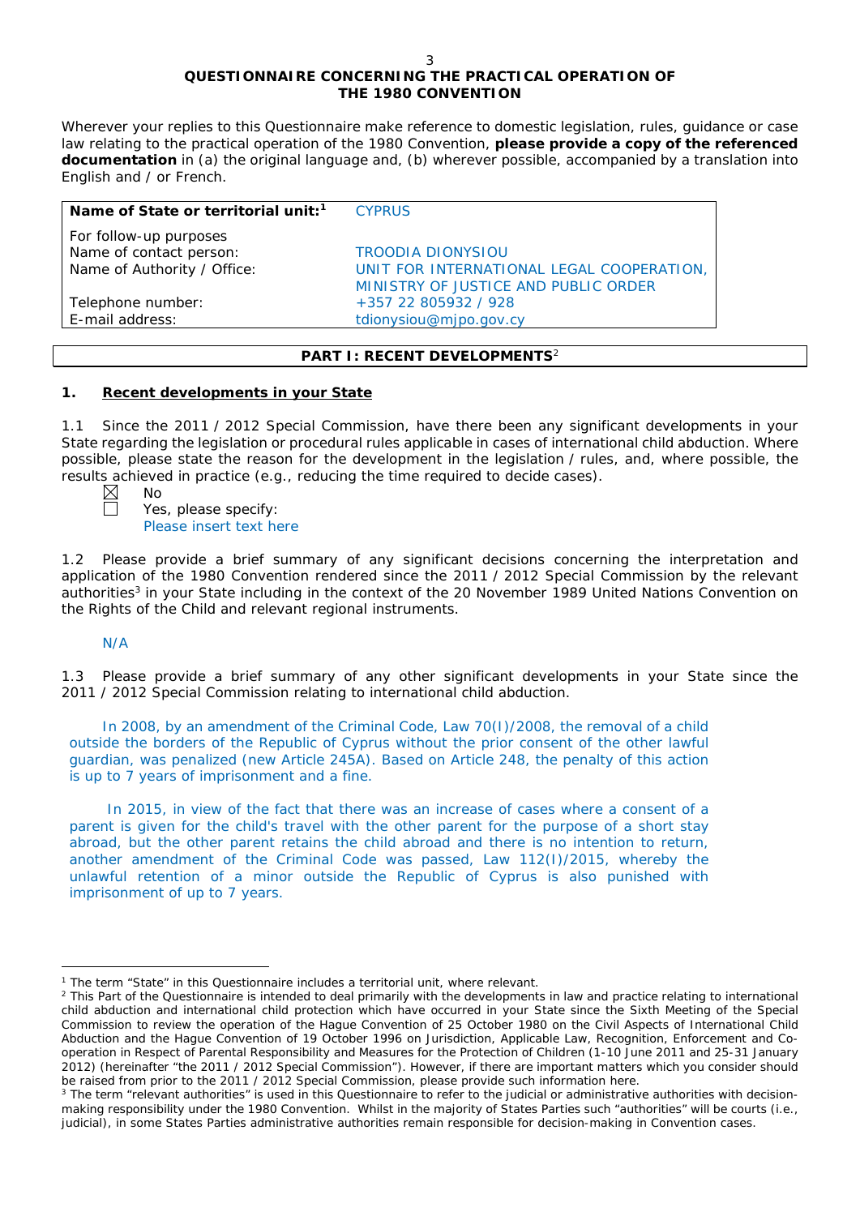# QUESTIONNAIRE CONCERNING THE PRACTICAL OPERATION OF THE 1980 CONVENTION

Wherever your replies to this Questionnaire make reference to domestic legislation, rules, guidance or case law relating to the practical operation of the 1980 Convention, **please provide a copy of the referenced documentation** in (a) the original language and, (b) wherever possible, accompanied by a translation into English and / or French.

| **Name of State or territorial unit:**[1] | CYPRUS |
|---|---|
| For follow-up purposes | |
| Name of contact person: | TROODIA DIONYSIOU |
| Name of Authority / Office: | UNIT FOR INTERNATIONAL LEGAL COOPERATION, MINISTRY OF JUSTICE AND PUBLIC ORDER |
| Telephone number: | +357 22 805932 / 928 |
| E-mail address: | tdionysiou@mjpo.gov.cy |

## PART I: RECENT DEVELOPMENTS[2]

### 1. Recent developments in your State

1.1 Since the 2011 / 2012 Special Commission, have there been any significant developments in your State regarding the legislation or procedural rules applicable in cases of international child abduction. Where possible, please state the reason for the development in the legislation / rules, and, where possible, the results achieved in practice (e.g., reducing the time required to decide cases).

☒ No
☐ Yes, please specify:
Please insert text here

1.2 Please provide a brief summary of any significant decisions concerning the interpretation and application of the 1980 Convention rendered since the 2011 / 2012 Special Commission by the relevant authorities[3] in your State including in the context of the 20 November 1989 United Nations Convention on the Rights of the Child and relevant regional instruments.

N/A

1.3 Please provide a brief summary of any other significant developments in your State since the 2011 / 2012 Special Commission relating to international child abduction.

In 2008, by an amendment of the Criminal Code, Law 70(I)/2008, the removal of a child outside the borders of the Republic of Cyprus without the prior consent of the other lawful guardian, was penalized (new Article 245A). Based on Article 248, the penalty of this action is up to 7 years of imprisonment and a fine.

In 2015, in view of the fact that there was an increase of cases where a consent of a parent is given for the child's travel with the other parent for the purpose of a short stay abroad, but the other parent retains the child abroad and there is no intention to return, another amendment of the Criminal Code was passed, Law 112(I)/2015, whereby the unlawful retention of a minor outside the Republic of Cyprus is also punished with imprisonment of up to 7 years.

---

[1] The term "State" in this Questionnaire includes a territorial unit, where relevant.

[2] This Part of the Questionnaire is intended to deal primarily with the developments in law and practice relating to international child abduction and international child protection which have occurred in your State since the Sixth Meeting of the Special Commission to review the operation of the Hague Convention of 25 October 1980 on the Civil Aspects of International Child Abduction and the Hague Convention of 19 October 1996 on Jurisdiction, Applicable Law, Recognition, Enforcement and Co-operation in Respect of Parental Responsibility and Measures for the Protection of Children (1-10 June 2011 and 25-31 January 2012) (hereinafter "the 2011 / 2012 Special Commission"). However, if there are important matters which you consider should be raised from prior to the 2011 / 2012 Special Commission, please provide such information here.

[3] The term "relevant authorities" is used in this Questionnaire to refer to the judicial or administrative authorities with decision-making responsibility under the 1980 Convention. Whilst in the majority of States Parties such "authorities" will be courts (i.e., judicial), in some States Parties administrative authorities remain responsible for decision-making in Convention cases.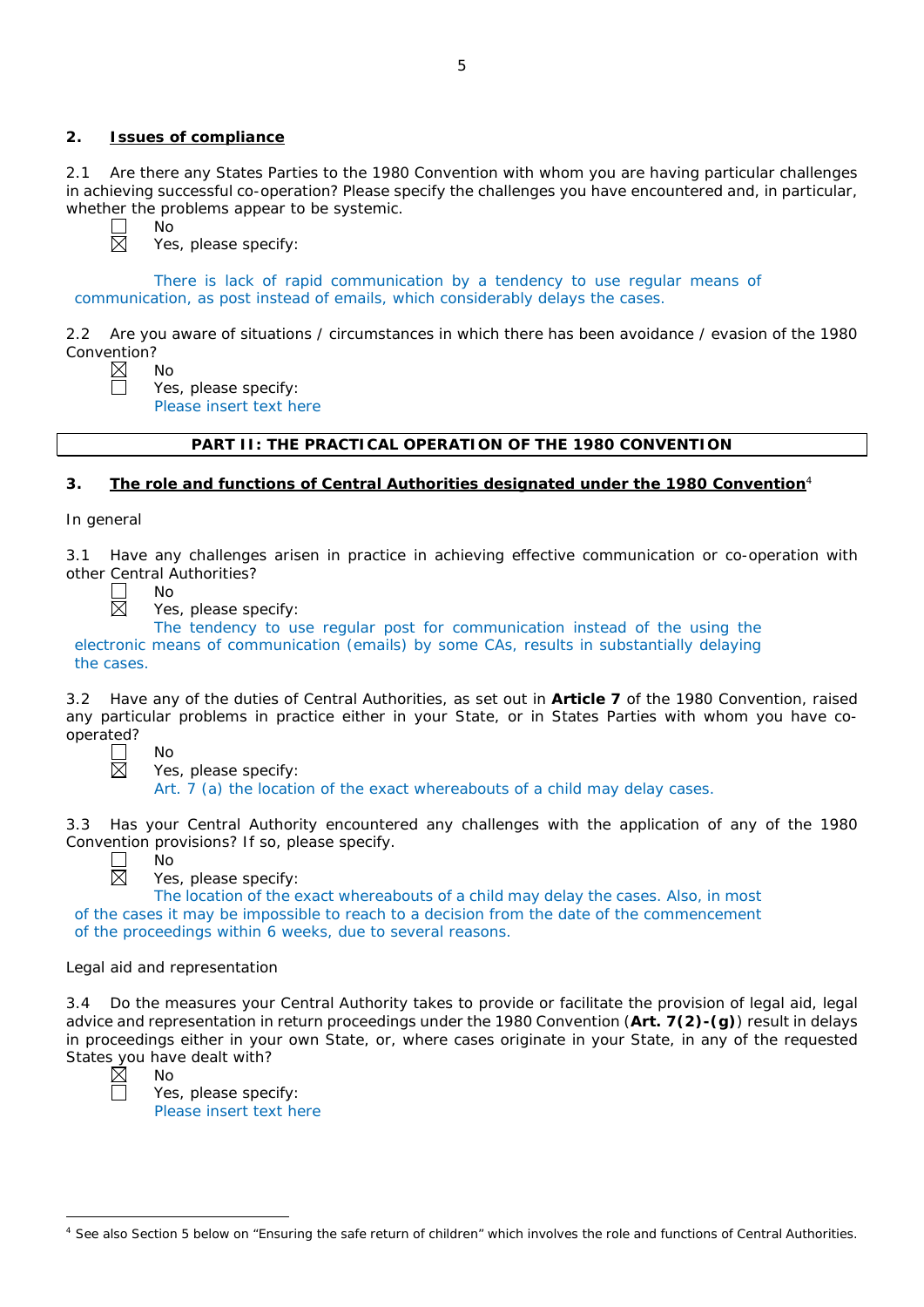## 2. Issues of compliance

2.1 Are there any States Parties to the 1980 Convention with whom you are having particular challenges in achieving successful co-operation? Please specify the challenges you have encountered and, in particular, whether the problems appear to be systemic.

☐ No
☒ Yes, please specify:

There is lack of rapid communication by a tendency to use regular means of communication, as post instead of emails, which considerably delays the cases.

2.2 Are you aware of situations / circumstances in which there has been avoidance / evasion of the 1980 Convention?

☒ No
☐ Yes, please specify:
Please insert text here

| PART II: THE PRACTICAL OPERATION OF THE 1980 CONVENTION |
|---|

## 3. The role and functions of Central Authorities designated under the 1980 Convention[4]

In general

3.1 Have any challenges arisen in practice in achieving effective communication or co-operation with other Central Authorities?

☐ No
☒ Yes, please specify:
The tendency to use regular post for communication instead of the using the electronic means of communication (emails) by some CAs, results in substantially delaying the cases.

3.2 Have any of the duties of Central Authorities, as set out in **Article 7** of the 1980 Convention, raised any particular problems in practice either in your State, or in States Parties with whom you have co-operated?

☐ No
☒ Yes, please specify:
Art. 7 (a) the location of the exact whereabouts of a child may delay cases.

3.3 Has your Central Authority encountered any challenges with the application of any of the 1980 Convention provisions? If so, please specify.

☐ No
☒ Yes, please specify:
The location of the exact whereabouts of a child may delay the cases. Also, in most of the cases it may be impossible to reach to a decision from the date of the commencement of the proceedings within 6 weeks, due to several reasons.

Legal aid and representation

3.4 Do the measures your Central Authority takes to provide or facilitate the provision of legal aid, legal advice and representation in return proceedings under the 1980 Convention (**Art. 7(2)-(g)**) result in delays in proceedings either in your own State, or, where cases originate in your State, in any of the requested States you have dealt with?

☒ No
☐ Yes, please specify:
Please insert text here

---

[4] See also Section 5 below on "Ensuring the safe return of children" which involves the role and functions of Central Authorities.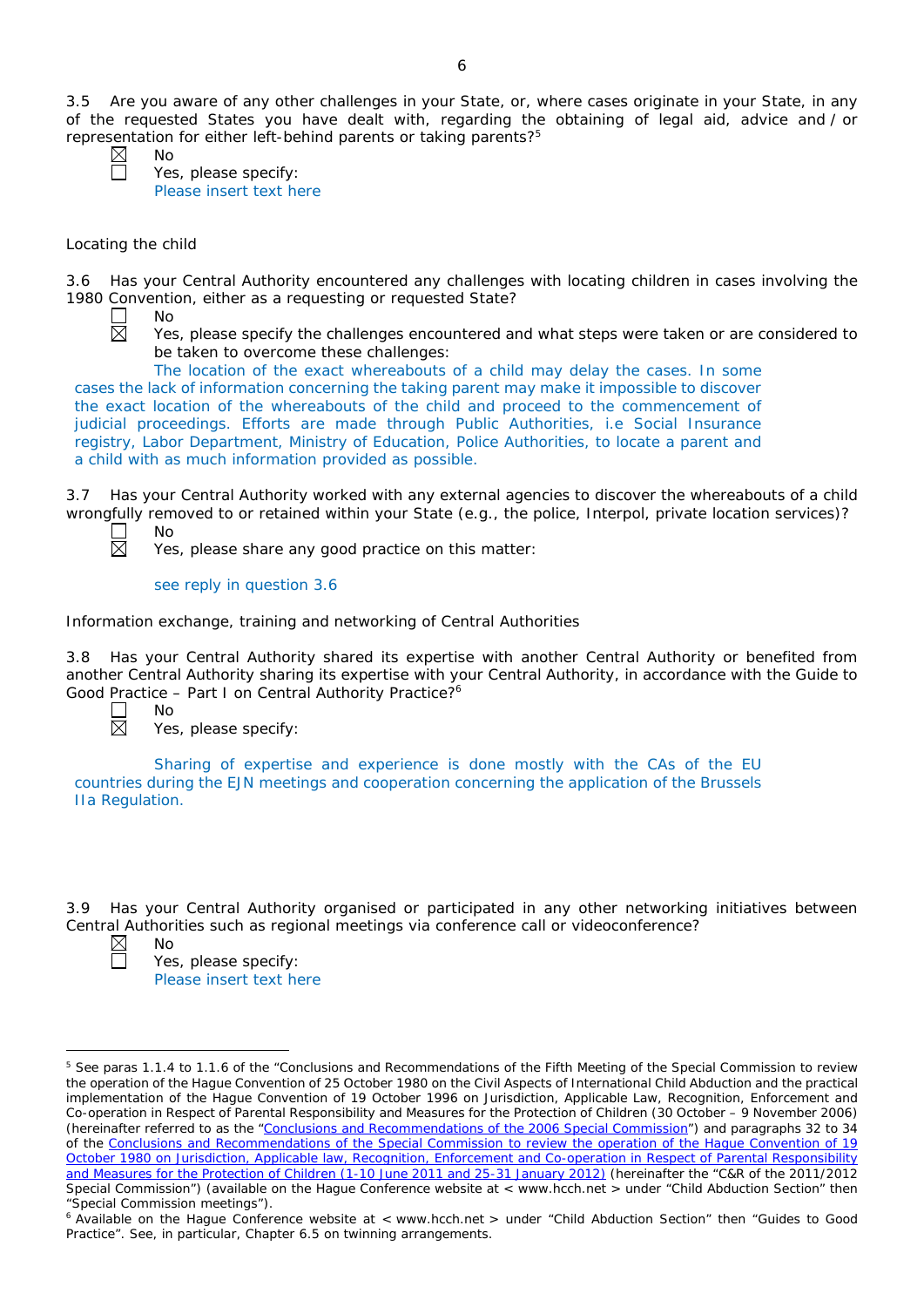3.5 Are you aware of any other challenges in your State, or, where cases originate in your State, in any of the requested States you have dealt with, regarding the obtaining of legal aid, advice and / or representation for either left-behind parents or taking parents?[5]

☒ No
☐ Yes, please specify:
Please insert text here

Locating the child

3.6 Has your Central Authority encountered any challenges with locating children in cases involving the 1980 Convention, either as a requesting or requested State?

☐ No
☒ Yes, please specify the challenges encountered and what steps were taken or are considered to be taken to overcome these challenges:

The location of the exact whereabouts of a child may delay the cases. In some cases the lack of information concerning the taking parent may make it impossible to discover the exact location of the whereabouts of the child and proceed to the commencement of judicial proceedings. Efforts are made through Public Authorities, i.e Social Insurance registry, Labor Department, Ministry of Education, Police Authorities, to locate a parent and a child with as much information provided as possible.

3.7 Has your Central Authority worked with any external agencies to discover the whereabouts of a child wrongfully removed to or retained within your State (e.g., the police, Interpol, private location services)?

☐ No
☒ Yes, please share any good practice on this matter:

see reply in question 3.6

Information exchange, training and networking of Central Authorities

3.8 Has your Central Authority shared its expertise with another Central Authority or benefited from another Central Authority sharing its expertise with your Central Authority, in accordance with the Guide to Good Practice – Part I on Central Authority Practice?[6]

☐ No
☒ Yes, please specify:

Sharing of expertise and experience is done mostly with the CAs of the EU countries during the EJN meetings and cooperation concerning the application of the Brussels IIa Regulation.

3.9 Has your Central Authority organised or participated in any other networking initiatives between Central Authorities such as regional meetings via conference call or videoconference?

☒ No
☐ Yes, please specify:
Please insert text here

---

[5] See paras 1.1.4 to 1.1.6 of the "Conclusions and Recommendations of the Fifth Meeting of the Special Commission to review the operation of the Hague Convention of 25 October 1980 on the Civil Aspects of International Child Abduction and the practical implementation of the Hague Convention of 19 October 1996 on Jurisdiction, Applicable Law, Recognition, Enforcement and Co-operation in Respect of Parental Responsibility and Measures for the Protection of Children (30 October – 9 November 2006) (hereinafter referred to as the "Conclusions and Recommendations of the 2006 Special Commission") and paragraphs 32 to 34 of the Conclusions and Recommendations of the Special Commission to review the operation of the Hague Convention of 19 October 1980 on Jurisdiction, Applicable law, Recognition, Enforcement and Co-operation in Respect of Parental Responsibility and Measures for the Protection of Children (1-10 June 2011 and 25-31 January 2012) (hereinafter the "C&R of the 2011/2012 Special Commission") (available on the Hague Conference website at < www.hcch.net > under "Child Abduction Section" then "Special Commission meetings").

[6] Available on the Hague Conference website at < www.hcch.net > under "Child Abduction Section" then "Guides to Good Practice". See, in particular, Chapter 6.5 on twinning arrangements.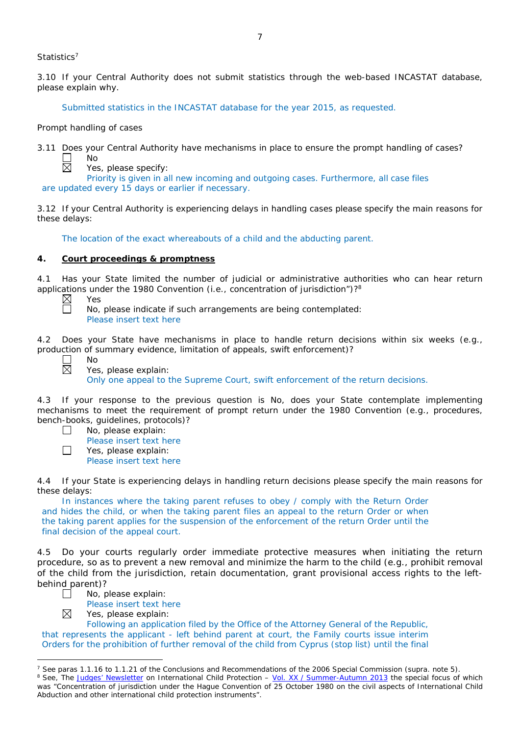Statistics[7]

3.10 If your Central Authority does not submit statistics through the web-based INCASTAT database, please explain why.

Submitted statistics in the INCASTAT database for the year 2015, as requested.

Prompt handling of cases

3.11 Does your Central Authority have mechanisms in place to ensure the prompt handling of cases?

☐ No

☒ Yes, please specify:

Priority is given in all new incoming and outgoing cases. Furthermore, all case files are updated every 15 days or earlier if necessary.

3.12 If your Central Authority is experiencing delays in handling cases please specify the main reasons for these delays:

The location of the exact whereabouts of a child and the abducting parent.

## 4. Court proceedings & promptness

4.1 Has your State limited the number of judicial or administrative authorities who can hear return applications under the 1980 Convention (i.e., concentration of jurisdiction")?[8]

☒ Yes

☐ No, please indicate if such arrangements are being contemplated:

Please insert text here

4.2 Does your State have mechanisms in place to handle return decisions within six weeks (e.g., production of summary evidence, limitation of appeals, swift enforcement)?

☐ No

☒ Yes, please explain:

Only one appeal to the Supreme Court, swift enforcement of the return decisions.

4.3 If your response to the previous question is No, does your State contemplate implementing mechanisms to meet the requirement of prompt return under the 1980 Convention (e.g., procedures, bench-books, guidelines, protocols)?

☐ No, please explain:

Please insert text here

☐ Yes, please explain:

Please insert text here

4.4 If your State is experiencing delays in handling return decisions please specify the main reasons for these delays:

In instances where the taking parent refuses to obey / comply with the Return Order and hides the child, or when the taking parent files an appeal to the Return Order or when the taking parent applies for the suspension of the enforcement of the return Order until the final decision of the appeal court.

4.5 Do your courts regularly order immediate protective measures when initiating the return procedure, so as to prevent a new removal and minimize the harm to the child (e.g., prohibit removal of the child from the jurisdiction, retain documentation, grant provisional access rights to the left-behind parent)?

☐ No, please explain:

Please insert text here

☒ Yes, please explain:

Following an application filed by the Office of the Attorney General of the Republic, that represents the applicant - left behind parent at court, the Family courts issue interim Orders for the prohibition of further removal of the child from Cyprus (stop list) until the final

---

[7] See paras 1.1.16 to 1.1.21 of the Conclusions and Recommendations of the 2006 Special Commission (supra. note 5).

[8] See, The Judges' Newsletter on International Child Protection – Vol. XX / Summer-Autumn 2013 the special focus of which was "Concentration of jurisdiction under the Hague Convention of 25 October 1980 on the civil aspects of International Child Abduction and other international child protection instruments".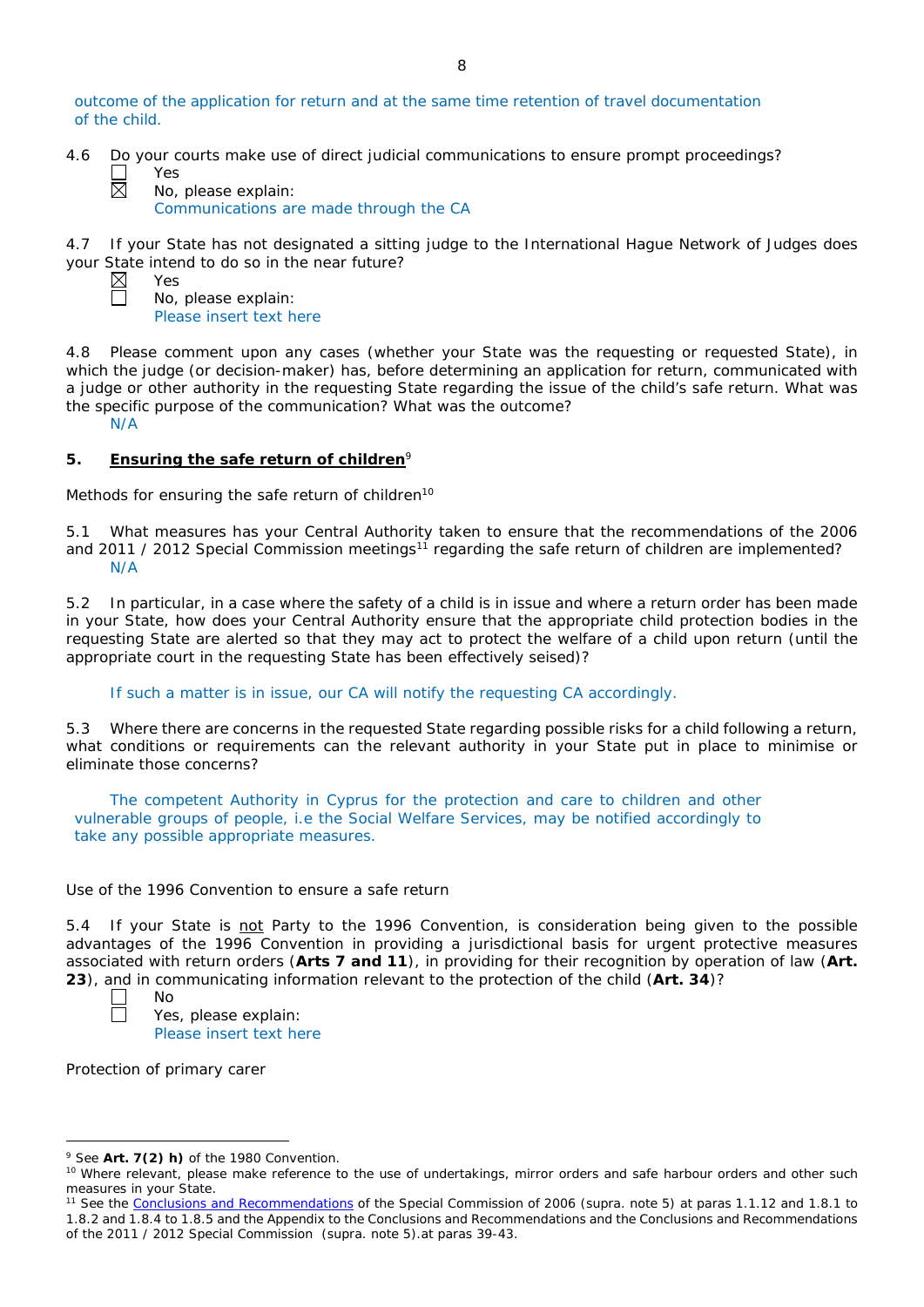outcome of the application for return and at the same time retention of travel documentation of the child.

4.6 Do your courts make use of direct judicial communications to ensure prompt proceedings?

☐ Yes
☒ No, please explain:
Communications are made through the CA

4.7 If your State has not designated a sitting judge to the International Hague Network of Judges does your State intend to do so in the near future?

☒ Yes
☐ No, please explain:
Please insert text here

4.8 Please comment upon any cases (whether your State was the requesting or requested State), in which the judge (or decision-maker) has, before determining an application for return, communicated with a judge or other authority in the requesting State regarding the issue of the child's safe return. What was the specific purpose of the communication? What was the outcome?

N/A

## 5. Ensuring the safe return of children[9]

Methods for ensuring the safe return of children[10]

5.1 What measures has your Central Authority taken to ensure that the recommendations of the 2006 and 2011 / 2012 Special Commission meetings[11] regarding the safe return of children are implemented?

N/A

5.2 In particular, in a case where the safety of a child is in issue and where a return order has been made in your State, how does your Central Authority ensure that the appropriate child protection bodies in the requesting State are alerted so that they may act to protect the welfare of a child upon return (until the appropriate court in the requesting State has been effectively seised)?

If such a matter is in issue, our CA will notify the requesting CA accordingly.

5.3 Where there are concerns in the requested State regarding possible risks for a child following a return, what conditions or requirements can the relevant authority in your State put in place to minimise or eliminate those concerns?

The competent Authority in Cyprus for the protection and care to children and other vulnerable groups of people, i.e the Social Welfare Services, may be notified accordingly to take any possible appropriate measures.

Use of the 1996 Convention to ensure a safe return

5.4 If your State is not Party to the 1996 Convention, is consideration being given to the possible advantages of the 1996 Convention in providing a jurisdictional basis for urgent protective measures associated with return orders (**Arts 7 and 11**), in providing for their recognition by operation of law (**Art. 23**), and in communicating information relevant to the protection of the child (**Art. 34**)?

☐ No
☐ Yes, please explain:
Please insert text here

Protection of primary carer

[9] See **Art. 7(2) h)** of the 1980 Convention.

[10] Where relevant, please make reference to the use of undertakings, mirror orders and safe harbour orders and other such measures in your State.

[11] See the Conclusions and Recommendations of the Special Commission of 2006 (supra. note 5) at paras 1.1.12 and 1.8.1 to 1.8.2 and 1.8.4 to 1.8.5 and the Appendix to the Conclusions and Recommendations and the Conclusions and Recommendations of the 2011 / 2012 Special Commission (supra. note 5).at paras 39-43.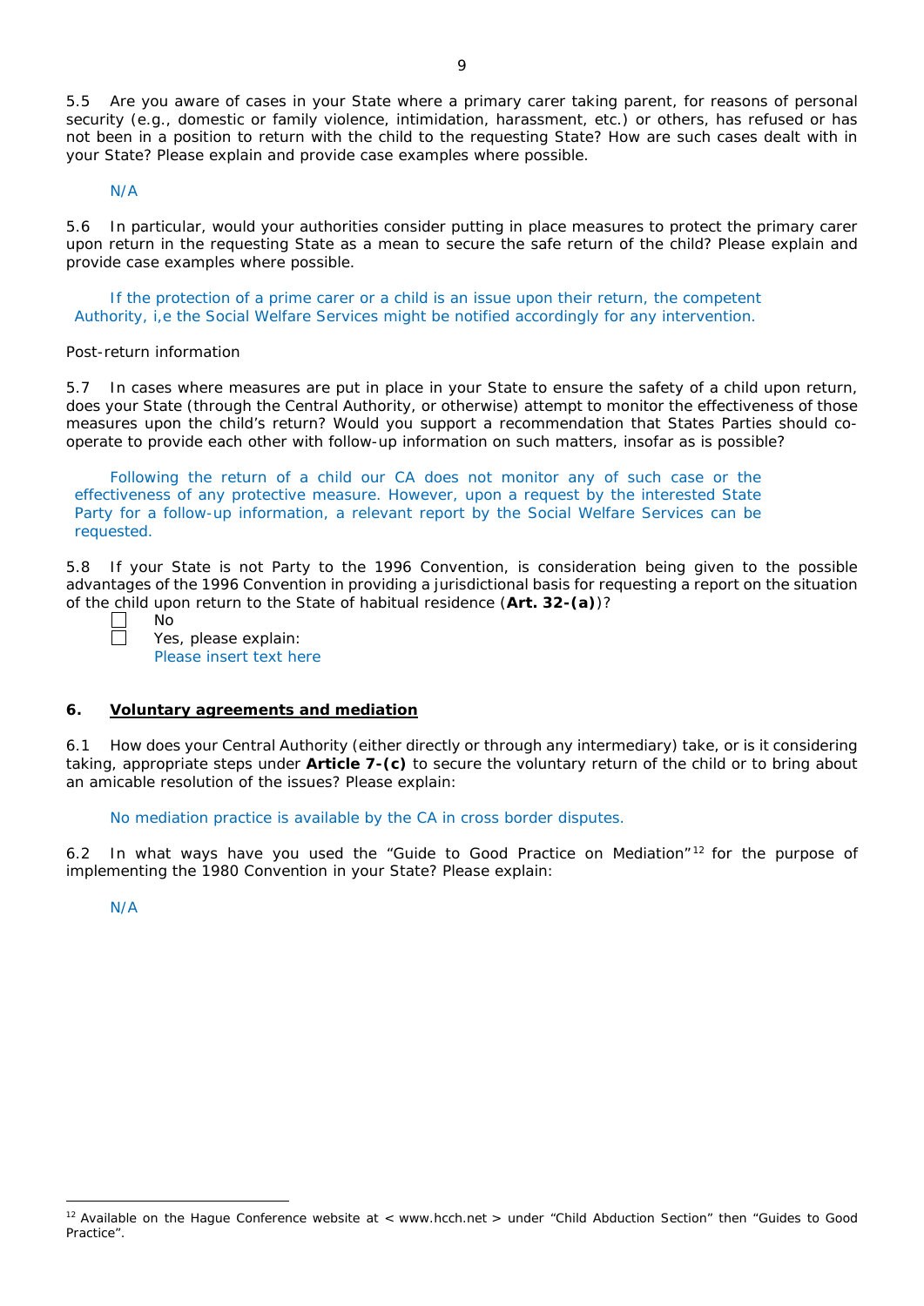5.5 Are you aware of cases in your State where a primary carer taking parent, for reasons of personal security (e.g., domestic or family violence, intimidation, harassment, etc.) or others, has refused or has not been in a position to return with the child to the requesting State? How are such cases dealt with in your State? Please explain and provide case examples where possible.

N/A

5.6 In particular, would your authorities consider putting in place measures to protect the primary carer upon return in the requesting State as a mean to secure the safe return of the child? Please explain and provide case examples where possible.

If the protection of a prime carer or a child is an issue upon their return, the competent Authority, i,e the Social Welfare Services might be notified accordingly for any intervention.

Post-return information

5.7 In cases where measures are put in place in your State to ensure the safety of a child upon return, does your State (through the Central Authority, or otherwise) attempt to monitor the effectiveness of those measures upon the child's return? Would you support a recommendation that States Parties should co-operate to provide each other with follow-up information on such matters, insofar as is possible?

Following the return of a child our CA does not monitor any of such case or the effectiveness of any protective measure. However, upon a request by the interested State Party for a follow-up information, a relevant report by the Social Welfare Services can be requested.

5.8 If your State is not Party to the 1996 Convention, is consideration being given to the possible advantages of the 1996 Convention in providing a jurisdictional basis for requesting a report on the situation of the child upon return to the State of habitual residence (**Art. 32-(a)**)?

- [ ] No
- [ ] Yes, please explain:
  Please insert text here

## 6. Voluntary agreements and mediation

6.1 How does your Central Authority (either directly or through any intermediary) take, or is it considering taking, appropriate steps under **Article 7-(c)** to secure the voluntary return of the child or to bring about an amicable resolution of the issues? Please explain:

No mediation practice is available by the CA in cross border disputes.

6.2 In what ways have you used the "Guide to Good Practice on Mediation"[12] for the purpose of implementing the 1980 Convention in your State? Please explain:

N/A

---

[12] Available on the Hague Conference website at < www.hcch.net > under "Child Abduction Section" then "Guides to Good Practice".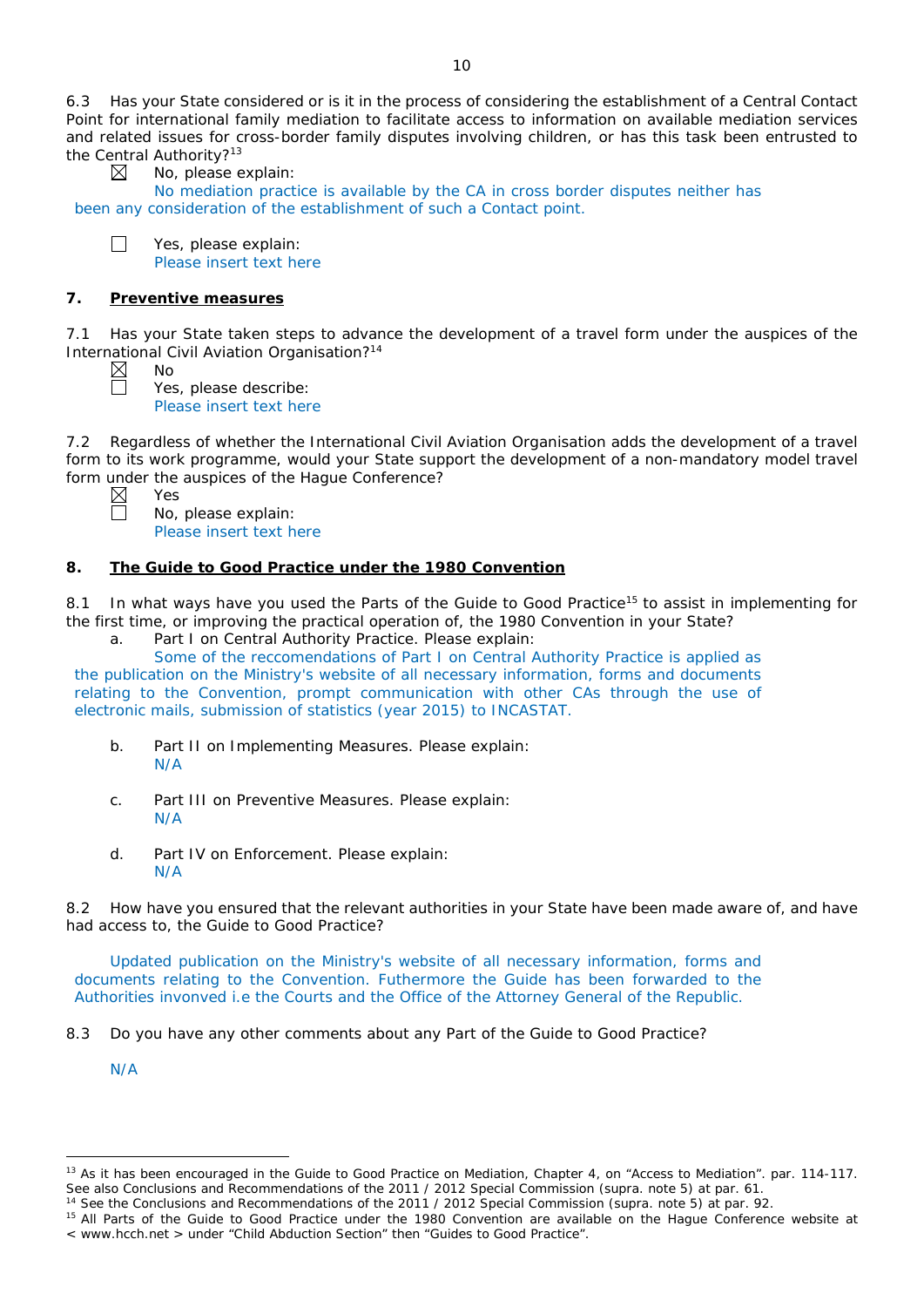6.3 Has your State considered or is it in the process of considering the establishment of a Central Contact Point for international family mediation to facilitate access to information on available mediation services and related issues for cross-border family disputes involving children, or has this task been entrusted to the Central Authority?[13]

☒ No, please explain:
No mediation practice is available by the CA in cross border disputes neither has been any consideration of the establishment of such a Contact point.

☐ Yes, please explain:
Please insert text here

## 7. Preventive measures

7.1 Has your State taken steps to advance the development of a travel form under the auspices of the International Civil Aviation Organisation?[14]

☒ No
☐ Yes, please describe:
Please insert text here

7.2 Regardless of whether the International Civil Aviation Organisation adds the development of a travel form to its work programme, would your State support the development of a non-mandatory model travel form under the auspices of the Hague Conference?

☒ Yes
☐ No, please explain:
Please insert text here

## 8. The Guide to Good Practice under the 1980 Convention

8.1 In what ways have you used the Parts of the Guide to Good Practice[15] to assist in implementing for the first time, or improving the practical operation of, the 1980 Convention in your State?

a. Part I on Central Authority Practice. Please explain:
Some of the reccomendations of Part I on Central Authority Practice is applied as the publication on the Ministry's website of all necessary information, forms and documents relating to the Convention, prompt communication with other CAs through the use of electronic mails, submission of statistics (year 2015) to INCASTAT.

b. Part II on Implementing Measures. Please explain:
N/A

c. Part III on Preventive Measures. Please explain:
N/A

d. Part IV on Enforcement. Please explain:
N/A

8.2 How have you ensured that the relevant authorities in your State have been made aware of, and have had access to, the Guide to Good Practice?

Updated publication on the Ministry's website of all necessary information, forms and documents relating to the Convention. Futhermore the Guide has been forwarded to the Authorities invonved i.e the Courts and the Office of the Attorney General of the Republic.

8.3 Do you have any other comments about any Part of the Guide to Good Practice?

N/A

---

[13] As it has been encouraged in the Guide to Good Practice on Mediation, Chapter 4, on "Access to Mediation". par. 114-117. See also Conclusions and Recommendations of the 2011 / 2012 Special Commission (supra. note 5) at par. 61.

[14] See the Conclusions and Recommendations of the 2011 / 2012 Special Commission (supra. note 5) at par. 92.

[15] All Parts of the Guide to Good Practice under the 1980 Convention are available on the Hague Conference website at < www.hcch.net > under "Child Abduction Section" then "Guides to Good Practice".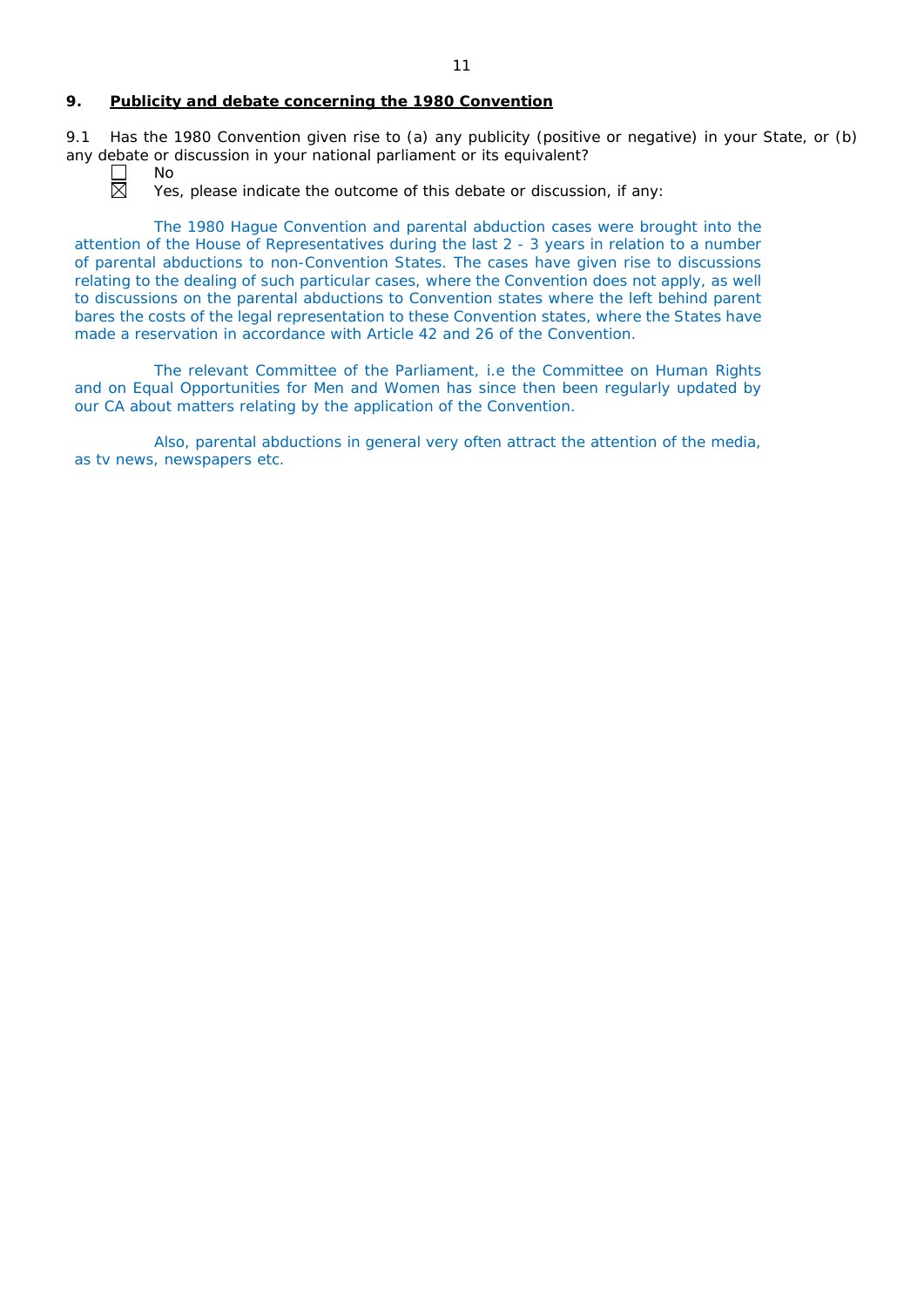## 9. Publicity and debate concerning the 1980 Convention

9.1 Has the 1980 Convention given rise to (a) any publicity (positive or negative) in your State, or (b) any debate or discussion in your national parliament or its equivalent?

☐ No
☒ Yes, please indicate the outcome of this debate or discussion, if any:

The 1980 Hague Convention and parental abduction cases were brought into the attention of the House of Representatives during the last 2 - 3 years in relation to a number of parental abductions to non-Convention States. The cases have given rise to discussions relating to the dealing of such particular cases, where the Convention does not apply, as well to discussions on the parental abductions to Convention states where the left behind parent bares the costs of the legal representation to these Convention states, where the States have made a reservation in accordance with Article 42 and 26 of the Convention.

The relevant Committee of the Parliament, i.e the Committee on Human Rights and on Equal Opportunities for Men and Women has since then been regularly updated by our CA about matters relating by the application of the Convention.

Also, parental abductions in general very often attract the attention of the media, as tv news, newspapers etc.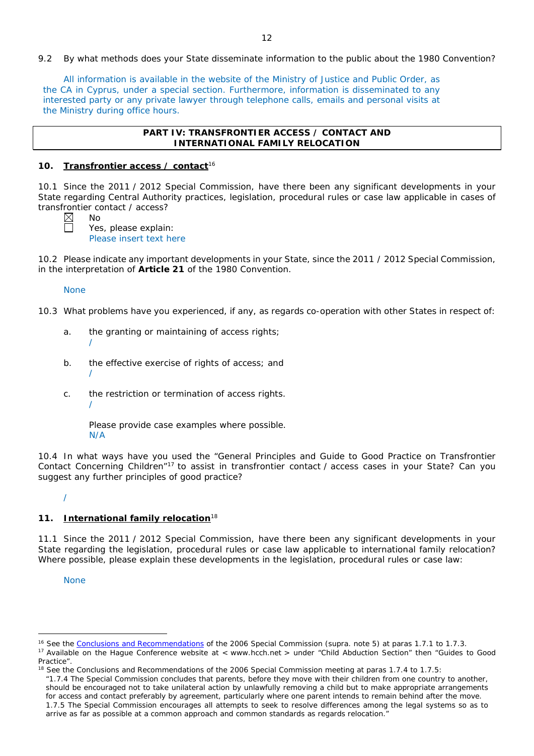9.2 By what methods does your State disseminate information to the public about the 1980 Convention?

All information is available in the website of the Ministry of Justice and Public Order, as the CA in Cyprus, under a special section. Furthermore, information is disseminated to any interested party or any private lawyer through telephone calls, emails and personal visits at the Ministry during office hours.

| **PART IV: TRANSFRONTIER ACCESS / CONTACT AND INTERNATIONAL FAMILY RELOCATION** |
|---|

## 10. Transfrontier access / contact[16]

10.1 Since the 2011 / 2012 Special Commission, have there been any significant developments in your State regarding Central Authority practices, legislation, procedural rules or case law applicable in cases of transfrontier contact / access?

- ☒ No
- ☐ Yes, please explain:
  Please insert text here

10.2 Please indicate any important developments in your State, since the 2011 / 2012 Special Commission, in the interpretation of **Article 21** of the 1980 Convention.

None

10.3 What problems have you experienced, if any, as regards co-operation with other States in respect of:

a. the granting or maintaining of access rights;
/

b. the effective exercise of rights of access; and
/

c. the restriction or termination of access rights.
/

Please provide case examples where possible.
N/A

10.4 In what ways have you used the "General Principles and Guide to Good Practice on Transfrontier Contact Concerning Children"[17] to assist in transfrontier contact / access cases in your State? Can you suggest any further principles of good practice?

/

## 11. International family relocation[18]

11.1 Since the 2011 / 2012 Special Commission, have there been any significant developments in your State regarding the legislation, procedural rules or case law applicable to international family relocation? Where possible, please explain these developments in the legislation, procedural rules or case law:

None

---

[16] See the Conclusions and Recommendations of the 2006 Special Commission (supra. note 5) at paras 1.7.1 to 1.7.3.

[17] Available on the Hague Conference website at < www.hcch.net > under "Child Abduction Section" then "Guides to Good Practice".

[18] See the Conclusions and Recommendations of the 2006 Special Commission meeting at paras 1.7.4 to 1.7.5:
"1.7.4 The Special Commission concludes that parents, before they move with their children from one country to another, should be encouraged not to take unilateral action by unlawfully removing a child but to make appropriate arrangements for access and contact preferably by agreement, particularly where one parent intends to remain behind after the move.
1.7.5 The Special Commission encourages all attempts to seek to resolve differences among the legal systems so as to arrive as far as possible at a common approach and common standards as regards relocation."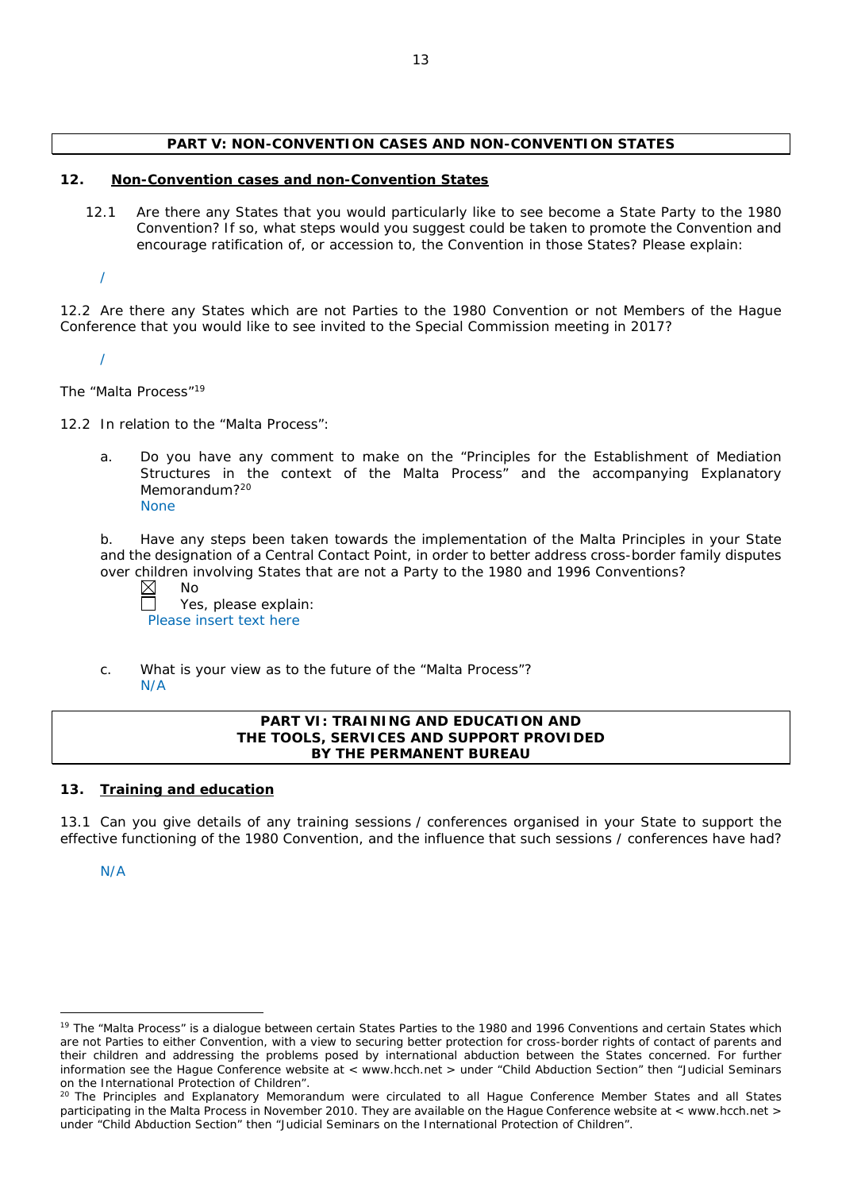## PART V: NON-CONVENTION CASES AND NON-CONVENTION STATES

### 12. Non-Convention cases and non-Convention States

12.1 Are there any States that you would particularly like to see become a State Party to the 1980 Convention? If so, what steps would you suggest could be taken to promote the Convention and encourage ratification of, or accession to, the Convention in those States? Please explain:

/

12.2 Are there any States which are not Parties to the 1980 Convention or not Members of the Hague Conference that you would like to see invited to the Special Commission meeting in 2017?

/

The "Malta Process"[19]

12.2 In relation to the "Malta Process":

a. Do you have any comment to make on the "Principles for the Establishment of Mediation Structures in the context of the Malta Process" and the accompanying Explanatory Memorandum?[20]
None

b. Have any steps been taken towards the implementation of the Malta Principles in your State and the designation of a Central Contact Point, in order to better address cross-border family disputes over children involving States that are not a Party to the 1980 and 1996 Conventions?

☒ No
☐ Yes, please explain:
Please insert text here

c. What is your view as to the future of the "Malta Process"?
N/A

## PART VI: TRAINING AND EDUCATION AND THE TOOLS, SERVICES AND SUPPORT PROVIDED BY THE PERMANENT BUREAU

### 13. Training and education

13.1 Can you give details of any training sessions / conferences organised in your State to support the effective functioning of the 1980 Convention, and the influence that such sessions / conferences have had?

N/A

---

[19] The "Malta Process" is a dialogue between certain States Parties to the 1980 and 1996 Conventions and certain States which are not Parties to either Convention, with a view to securing better protection for cross-border rights of contact of parents and their children and addressing the problems posed by international abduction between the States concerned. For further information see the Hague Conference website at < www.hcch.net > under "Child Abduction Section" then "Judicial Seminars on the International Protection of Children".

[20] The Principles and Explanatory Memorandum were circulated to all Hague Conference Member States and all States participating in the Malta Process in November 2010. They are available on the Hague Conference website at < www.hcch.net > under "Child Abduction Section" then "Judicial Seminars on the International Protection of Children".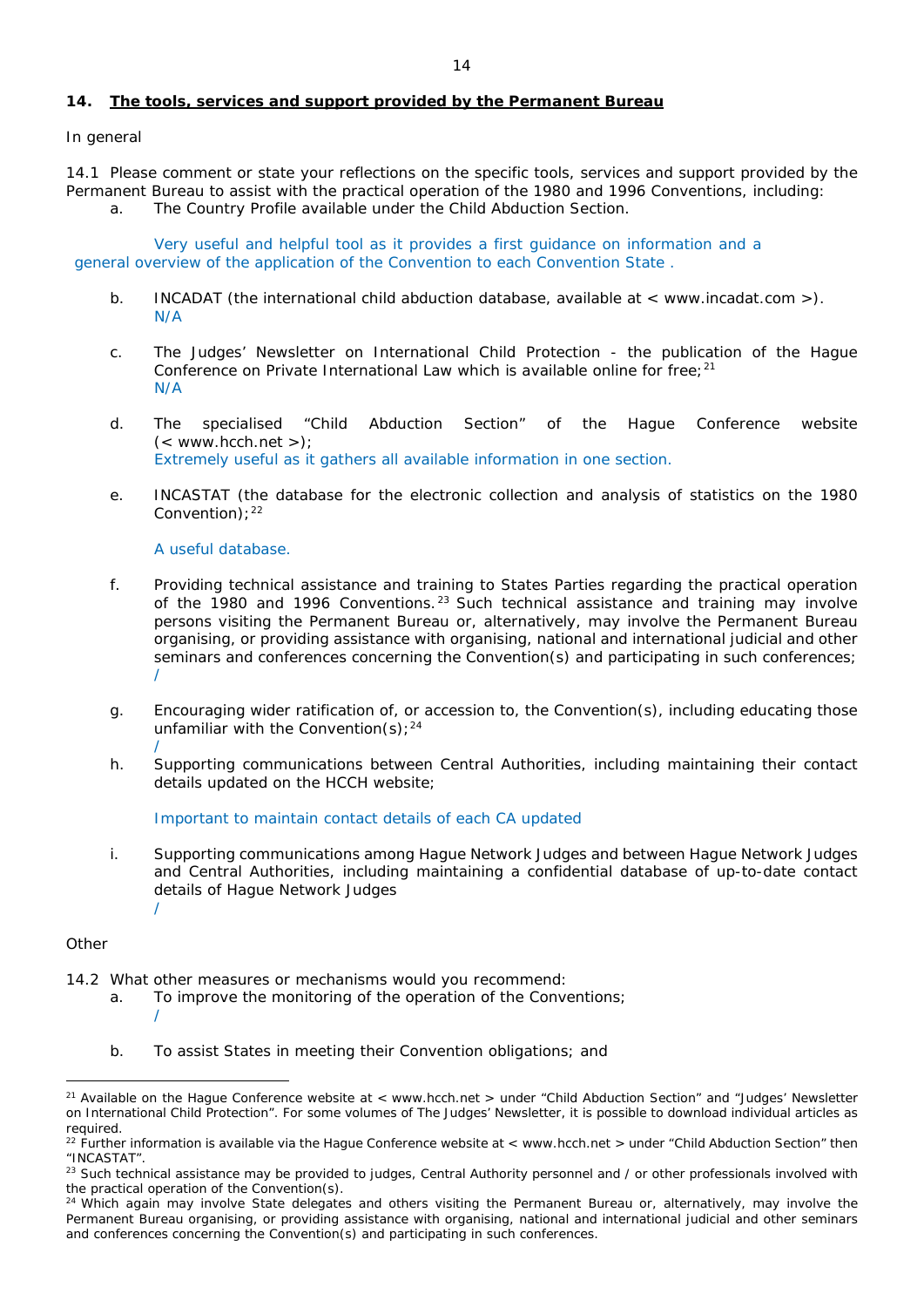## 14. The tools, services and support provided by the Permanent Bureau

In general

14.1 Please comment or state your reflections on the specific tools, services and support provided by the Permanent Bureau to assist with the practical operation of the 1980 and 1996 Conventions, including:

a. The Country Profile available under the Child Abduction Section.

Very useful and helpful tool as it provides a first guidance on information and a general overview of the application of the Convention to each Convention State .

b. INCADAT (the international child abduction database, available at < www.incadat.com >).
N/A

c. The Judges' Newsletter on International Child Protection - the publication of the Hague Conference on Private International Law which is available online for free;[21]
N/A

d. The specialised "Child Abduction Section" of the Hague Conference website (< www.hcch.net >);
Extremely useful as it gathers all available information in one section.

e. INCASTAT (the database for the electronic collection and analysis of statistics on the 1980 Convention);[22]

A useful database.

f. Providing technical assistance and training to States Parties regarding the practical operation of the 1980 and 1996 Conventions.[23] Such technical assistance and training may involve persons visiting the Permanent Bureau or, alternatively, may involve the Permanent Bureau organising, or providing assistance with organising, national and international judicial and other seminars and conferences concerning the Convention(s) and participating in such conferences;
/

g. Encouraging wider ratification of, or accession to, the Convention(s), including educating those unfamiliar with the Convention(s);[24]
/

h. Supporting communications between Central Authorities, including maintaining their contact details updated on the HCCH website;

Important to maintain contact details of each CA updated

i. Supporting communications among Hague Network Judges and between Hague Network Judges and Central Authorities, including maintaining a confidential database of up-to-date contact details of Hague Network Judges
/

Other

14.2 What other measures or mechanisms would you recommend:

a. To improve the monitoring of the operation of the Conventions;
/

b. To assist States in meeting their Convention obligations; and

---

[21] Available on the Hague Conference website at < www.hcch.net > under "Child Abduction Section" and "Judges' Newsletter on International Child Protection". For some volumes of The Judges' Newsletter, it is possible to download individual articles as required.

[22] Further information is available via the Hague Conference website at < www.hcch.net > under "Child Abduction Section" then "INCASTAT".

[23] Such technical assistance may be provided to judges, Central Authority personnel and / or other professionals involved with the practical operation of the Convention(s).

[24] Which again may involve State delegates and others visiting the Permanent Bureau or, alternatively, may involve the Permanent Bureau organising, or providing assistance with organising, national and international judicial and other seminars and conferences concerning the Convention(s) and participating in such conferences.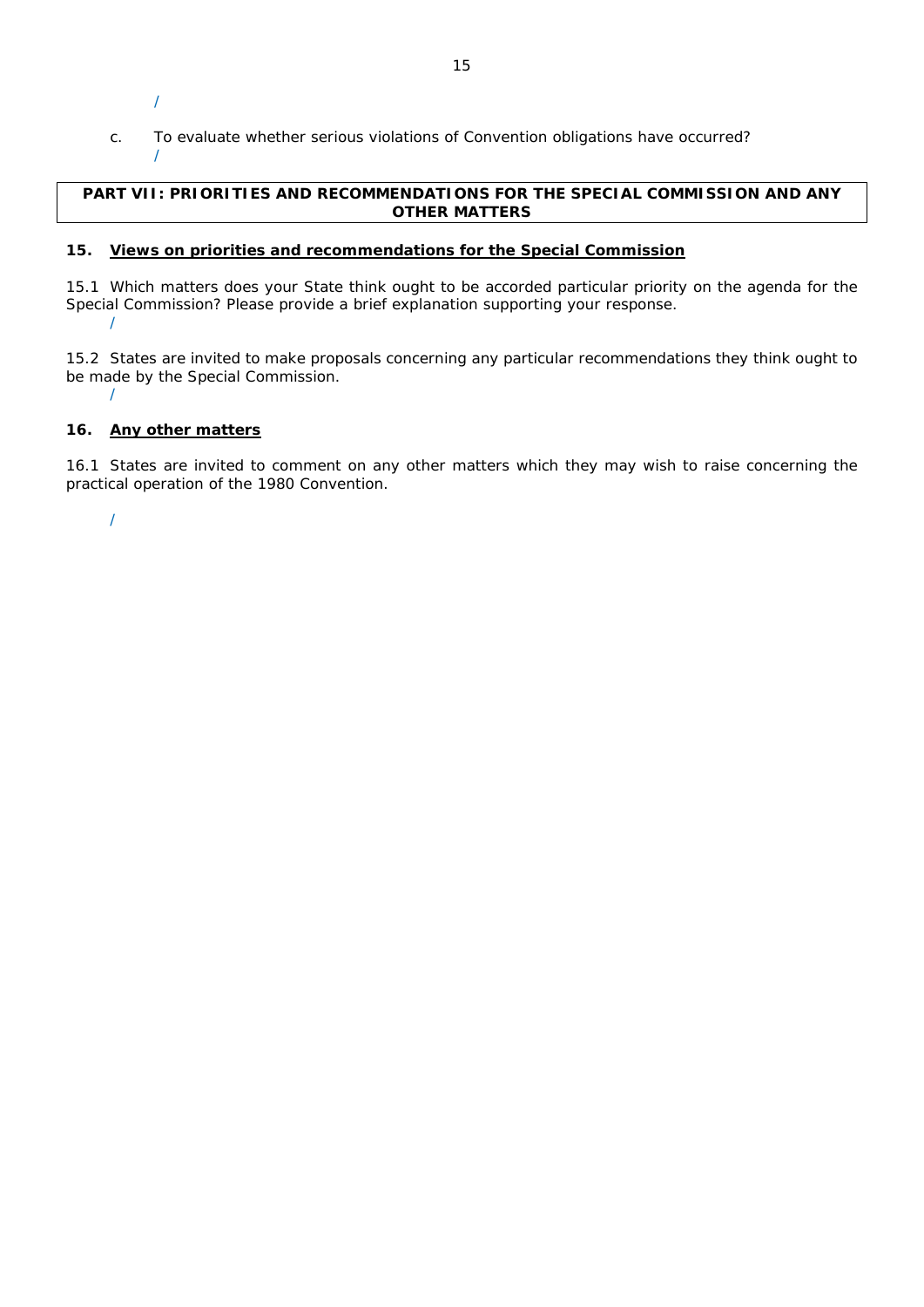/

c. To evaluate whether serious violations of Convention obligations have occurred?

/

**PART VII: PRIORITIES AND RECOMMENDATIONS FOR THE SPECIAL COMMISSION AND ANY OTHER MATTERS**

## 15. Views on priorities and recommendations for the Special Commission

15.1 Which matters does your State think ought to be accorded particular priority on the agenda for the Special Commission? Please provide a brief explanation supporting your response.

/

15.2 States are invited to make proposals concerning any particular recommendations they think ought to be made by the Special Commission.

/

## 16. Any other matters

16.1 States are invited to comment on any other matters which they may wish to raise concerning the practical operation of the 1980 Convention.

/